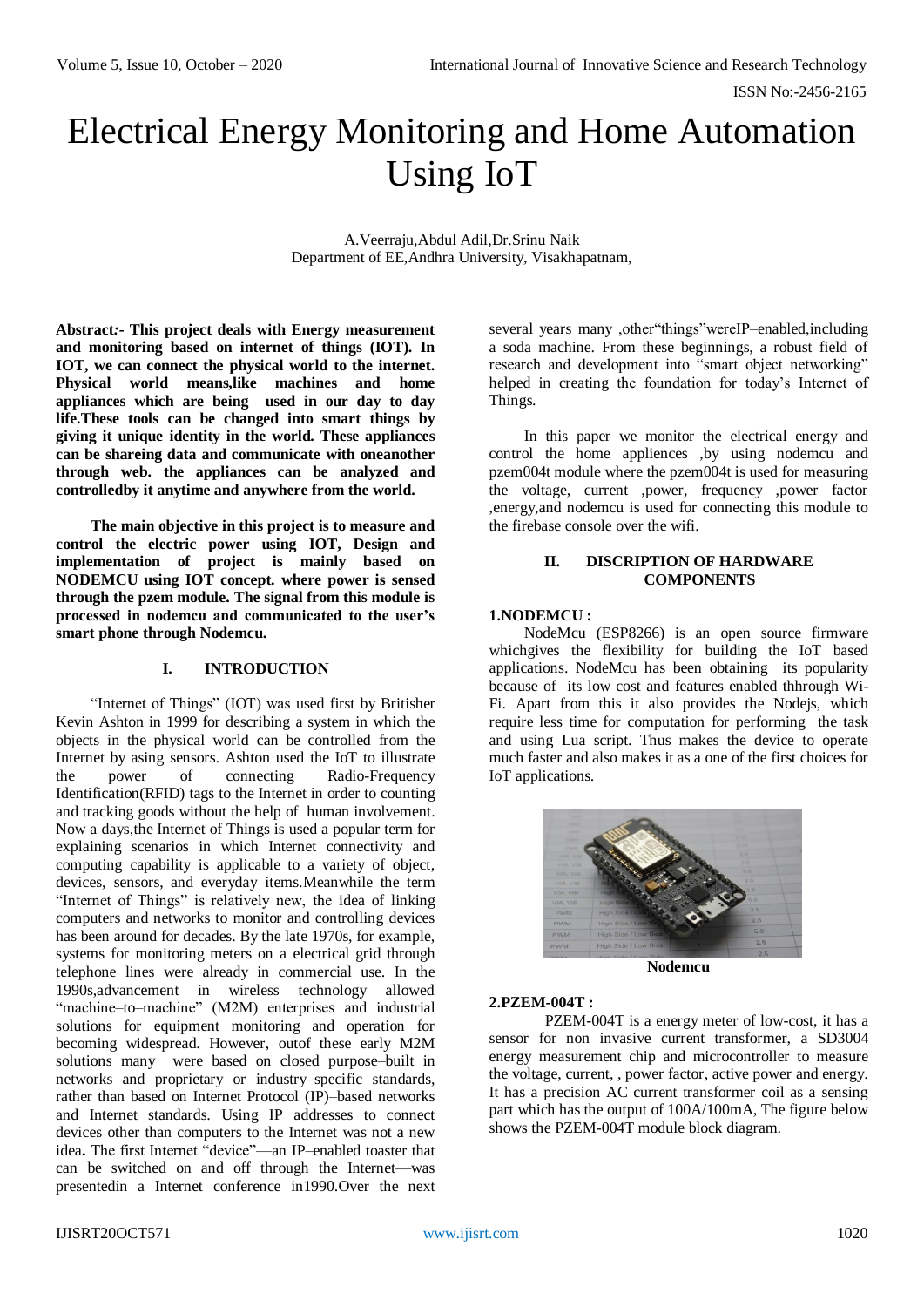# Electrical Energy Monitoring and Home Automation Using IoT

A.Veerraju,Abdul Adil,Dr.Srinu Naik
Department of EE,Andhra University, Visakhapatnam,

**Abstract:- This project deals with Energy measurement and monitoring based on internet of things (IOT). In IOT, we can connect the physical world to the internet. Physical world means,like machines and home appliances which are being used in our day to day life.These tools can be changed into smart things by giving it unique identity in the world. These appliances can be shareing data and communicate with oneanother through web. the appliances can be analyzed and controlledby it anytime and anywhere from the world.**

**The main objective in this project is to measure and control the electric power using IOT, Design and implementation of project is mainly based on NODEMCU using IOT concept. where power is sensed through the pzem module. The signal from this module is processed in nodemcu and communicated to the user's smart phone through Nodemcu.**

## I. INTRODUCTION

"Internet of Things" (IOT) was used first by Britisher Kevin Ashton in 1999 for describing a system in which the objects in the physical world can be controlled from the Internet by asing sensors. Ashton used the IoT to illustrate the power of connecting Radio-Frequency Identification(RFID) tags to the Internet in order to counting and tracking goods without the help of human involvement. Now a days,the Internet of Things is used a popular term for explaining scenarios in which Internet connectivity and computing capability is applicable to a variety of object, devices, sensors, and everyday items.Meanwhile the term "Internet of Things" is relatively new, the idea of linking computers and networks to monitor and controlling devices has been around for decades. By the late 1970s, for example, systems for monitoring meters on a electrical grid through telephone lines were already in commercial use. In the 1990s,advancement in wireless technology allowed "machine–to–machine" (M2M) enterprises and industrial solutions for equipment monitoring and operation for becoming widespread. However, outof these early M2M solutions many were based on closed purpose–built in networks and proprietary or industry–specific standards, rather than based on Internet Protocol (IP)–based networks and Internet standards. Using IP addresses to connect devices other than computers to the Internet was not a new idea**.** The first Internet "device"—an IP–enabled toaster that can be switched on and off through the Internet—was presentedin a Internet conference in1990.Over the next several years many ,other"things"wereIP–enabled,including a soda machine. From these beginnings, a robust field of research and development into "smart object networking" helped in creating the foundation for today's Internet of Things.

In this paper we monitor the electrical energy and control the home appliences ,by using nodemcu and pzem004t module where the pzem004t is used for measuring the voltage, current ,power, frequency ,power factor ,energy,and nodemcu is used for connecting this module to the firebase console over the wifi.

## II. DISCRIPTION OF HARDWARE COMPONENTS

**1.NODEMCU :**

NodeMcu (ESP8266) is an open source firmware whichgives the flexibility for building the IoT based applications. NodeMcu has been obtaining its popularity because of its low cost and features enabled thhrough Wi-Fi. Apart from this it also provides the Nodejs, which require less time for computation for performing the task and using Lua script. Thus makes the device to operate much faster and also makes it as a one of the first choices for IoT applications.

**Nodemcu**

**2.PZEM-004T :**

PZEM-004T is a energy meter of low-cost, it has a sensor for non invasive current transformer, a SD3004 energy measurement chip and microcontroller to measure the voltage, current, , power factor, active power and energy. It has a precision AC current transformer coil as a sensing part which has the output of 100A/100mA, The figure below shows the PZEM-004T module block diagram.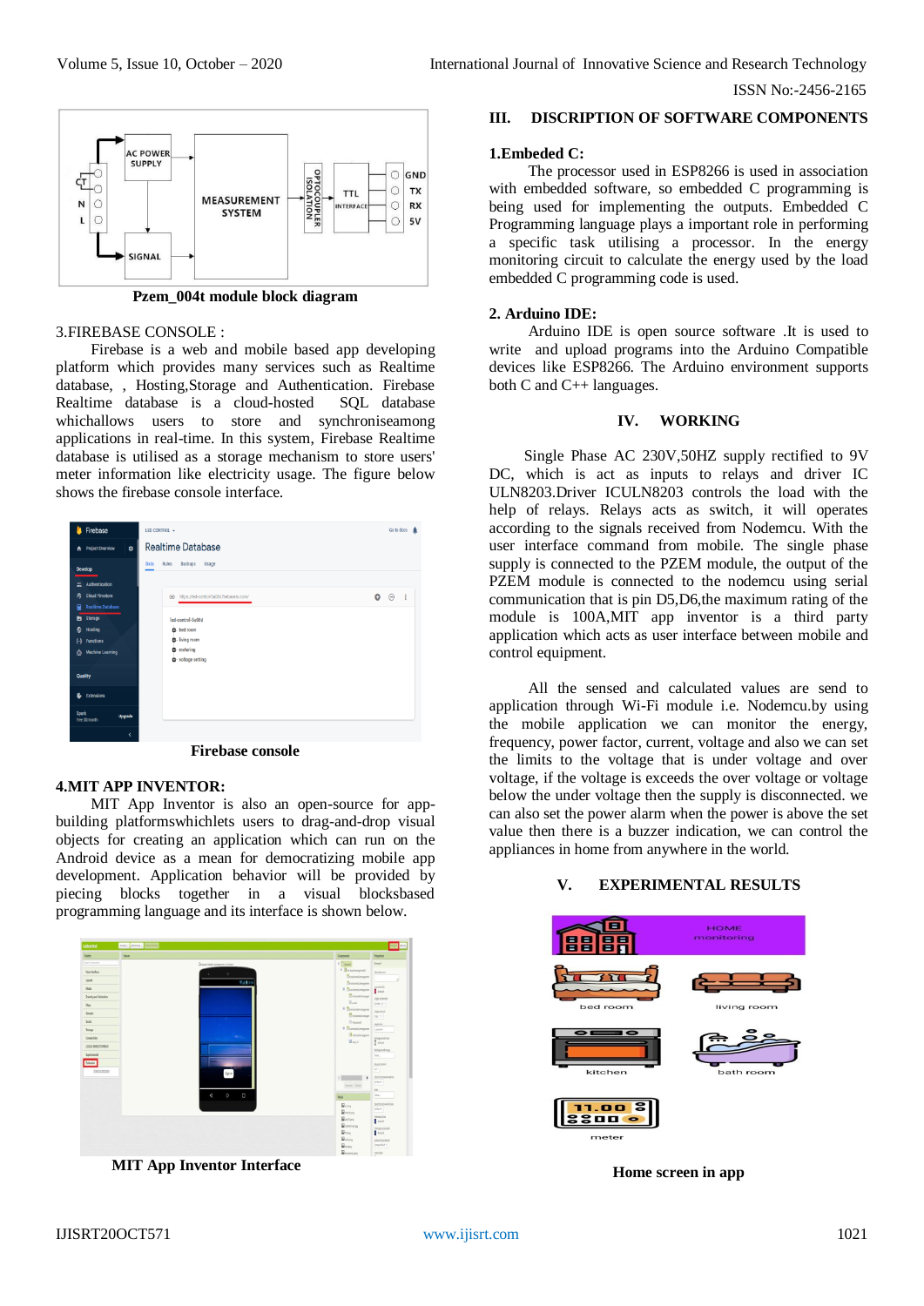Pzem_004t module block diagram

3.FIREBASE CONSOLE :

Firebase is a web and mobile based app developing platform which provides many services such as Realtime database, , Hosting,Storage and Authentication. Firebase Realtime database is a cloud-hosted SQL database whichallows users to store and synchroniseamong applications in real-time. In this system, Firebase Realtime database is utilised as a storage mechanism to store users' meter information like electricity usage. The figure below shows the firebase console interface.

Firebase console

**4.MIT APP INVENTOR:**

MIT App Inventor is also an open-source for app-building platformswhichlets users to drag-and-drop visual objects for creating an application which can run on the Android device as a mean for democratizing mobile app development. Application behavior will be provided by piecing blocks together in a visual blocksbased programming language and its interface is shown below.

MIT App Inventor Interface

## III. DISCRIPTION OF SOFTWARE COMPONENTS

**1.Embeded C:**

The processor used in ESP8266 is used in association with embedded software, so embedded C programming is being used for implementing the outputs. Embedded C Programming language plays a important role in performing a specific task utilising a processor. In the energy monitoring circuit to calculate the energy used by the load embedded C programming code is used.

**2. Arduino IDE:**

Arduino IDE is open source software .It is used to write and upload programs into the Arduino Compatible devices like ESP8266. The Arduino environment supports both C and C++ languages.

## IV. WORKING

Single Phase AC 230V,50HZ supply rectified to 9V DC, which is act as inputs to relays and driver IC ULN8203.Driver ICULN8203 controls the load with the help of relays. Relays acts as switch, it will operates according to the signals received from Nodemcu. With the user interface command from mobile. The single phase supply is connected to the PZEM module, the output of the PZEM module is connected to the nodemcu using serial communication that is pin D5,D6,the maximum rating of the module is 100A,MIT app inventor is a third party application which acts as user interface between mobile and control equipment.

All the sensed and calculated values are send to application through Wi-Fi module i.e. Nodemcu.by using the mobile application we can monitor the energy, frequency, power factor, current, voltage and also we can set the limits to the voltage that is under voltage and over voltage, if the voltage is exceeds the over voltage or voltage below the under voltage then the supply is disconnected. we can also set the power alarm when the power is above the set value then there is a buzzer indication, we can control the appliances in home from anywhere in the world.

## V. EXPERIMENTAL RESULTS

Home screen in app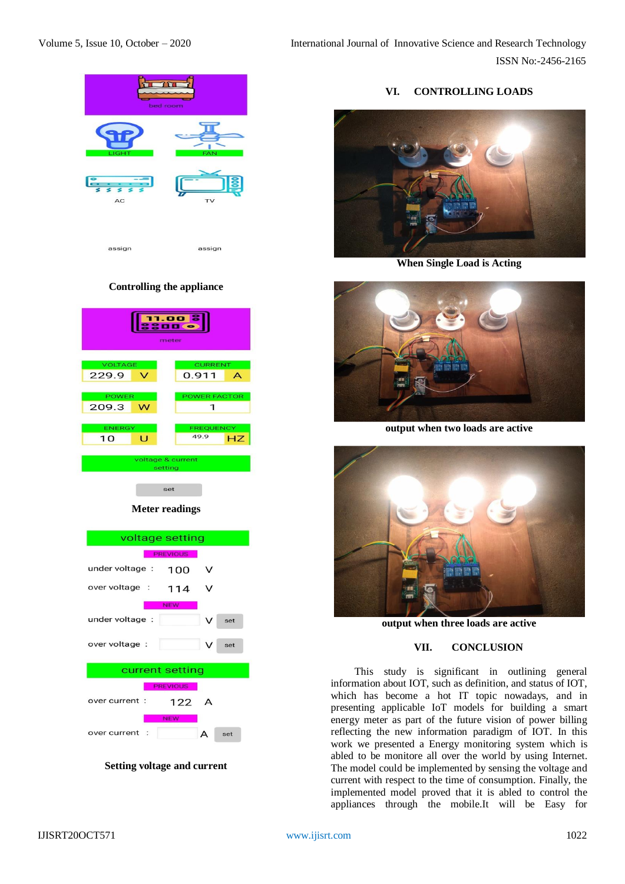Controlling the appliance

Meter readings

Setting voltage and current

## VI. CONTROLLING LOADS

When Single Load is Acting

output when two loads are active

output when three loads are active

## VII. CONCLUSION

This study is significant in outlining general information about IOT, such as definition, and status of IOT, which has become a hot IT topic nowadays, and in presenting applicable IoT models for building a smart energy meter as part of the future vision of power billing reflecting the new information paradigm of IOT. In this work we presented a Energy monitoring system which is abled to be monitore all over the world by using Internet. The model could be implemented by sensing the voltage and current with respect to the time of consumption. Finally, the implemented model proved that it is abled to control the appliances through the mobile.It will be Easy for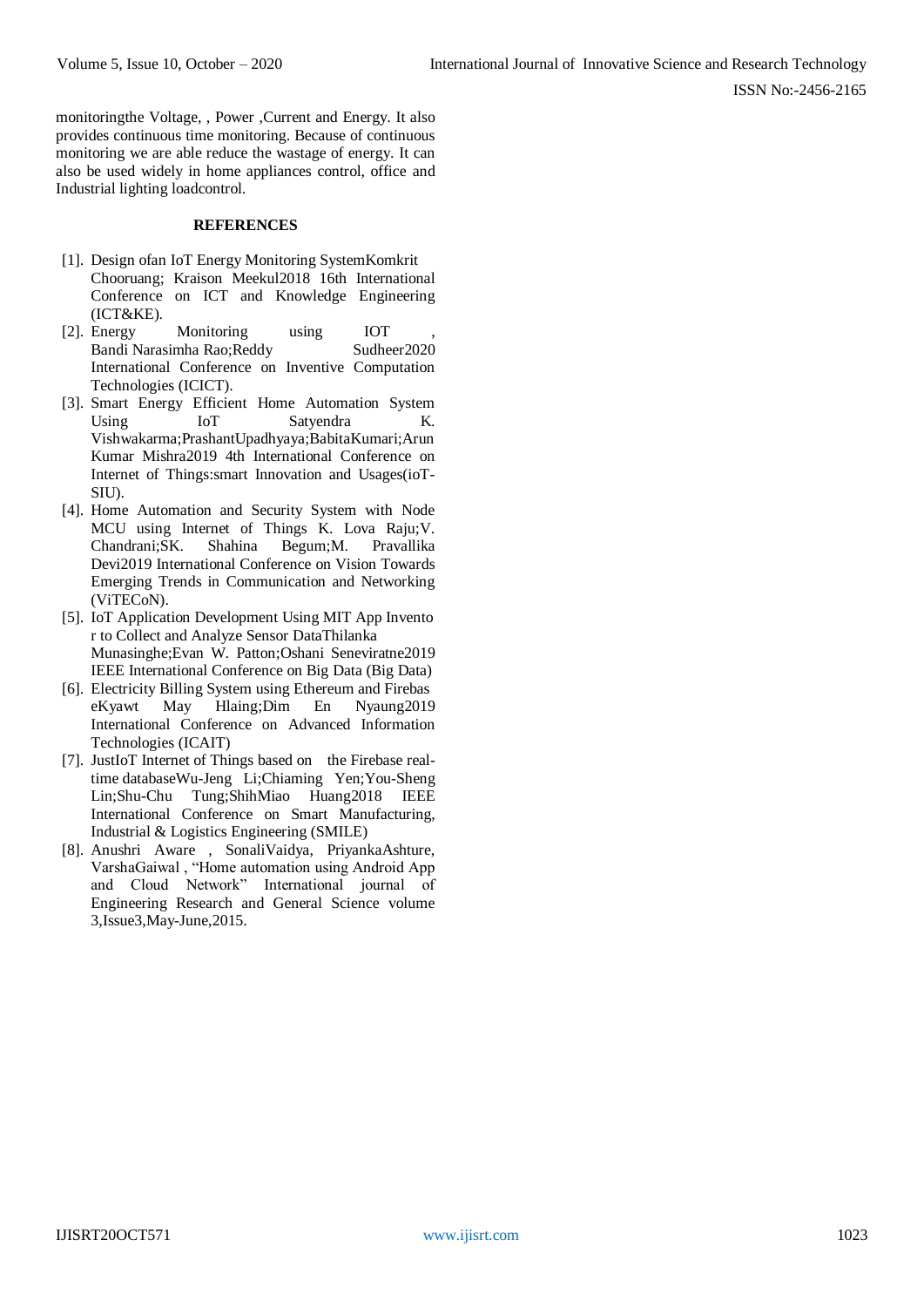monitoringthe Voltage, , Power ,Current and Energy. It also provides continuous time monitoring. Because of continuous monitoring we are able reduce the wastage of energy. It can also be used widely in home appliances control, office and Industrial lighting loadcontrol.

## REFERENCES

[1]. Design ofan IoT Energy Monitoring SystemKomkrit Chooruang; Kraison Meekul2018 16th International Conference on ICT and Knowledge Engineering (ICT&KE).

[2]. Energy Monitoring using IOT , Bandi Narasimha Rao;Reddy Sudheer2020 International Conference on Inventive Computation Technologies (ICICT).

[3]. Smart Energy Efficient Home Automation System Using IoT Satyendra K. Vishwakarma;PrashantUpadhyaya;BabitaKumari;Arun Kumar Mishra2019 4th International Conference on Internet of Things:smart Innovation and Usages(ioT-SIU).

[4]. Home Automation and Security System with Node MCU using Internet of Things K. Lova Raju;V. Chandrani;SK. Shahina Begum;M. Pravallika Devi2019 International Conference on Vision Towards Emerging Trends in Communication and Networking (ViTECoN).

[5]. IoT Application Development Using MIT App Invento r to Collect and Analyze Sensor DataThilanka Munasinghe;Evan W. Patton;Oshani Seneviratne2019 IEEE International Conference on Big Data (Big Data)

[6]. Electricity Billing System using Ethereum and Firebas eKyawt May Hlaing;Dim En Nyaung2019 International Conference on Advanced Information Technologies (ICAIT)

[7]. JustIoT Internet of Things based on the Firebase real-time databaseWu-Jeng Li;Chiaming Yen;You-Sheng Lin;Shu-Chu Tung;ShihMiao Huang2018 IEEE International Conference on Smart Manufacturing, Industrial & Logistics Engineering (SMILE)

[8]. Anushri Aware , SonaliVaidya, PriyankaAshture, VarshaGaiwal , "Home automation using Android App and Cloud Network" International journal of Engineering Research and General Science volume 3,Issue3,May-June,2015.